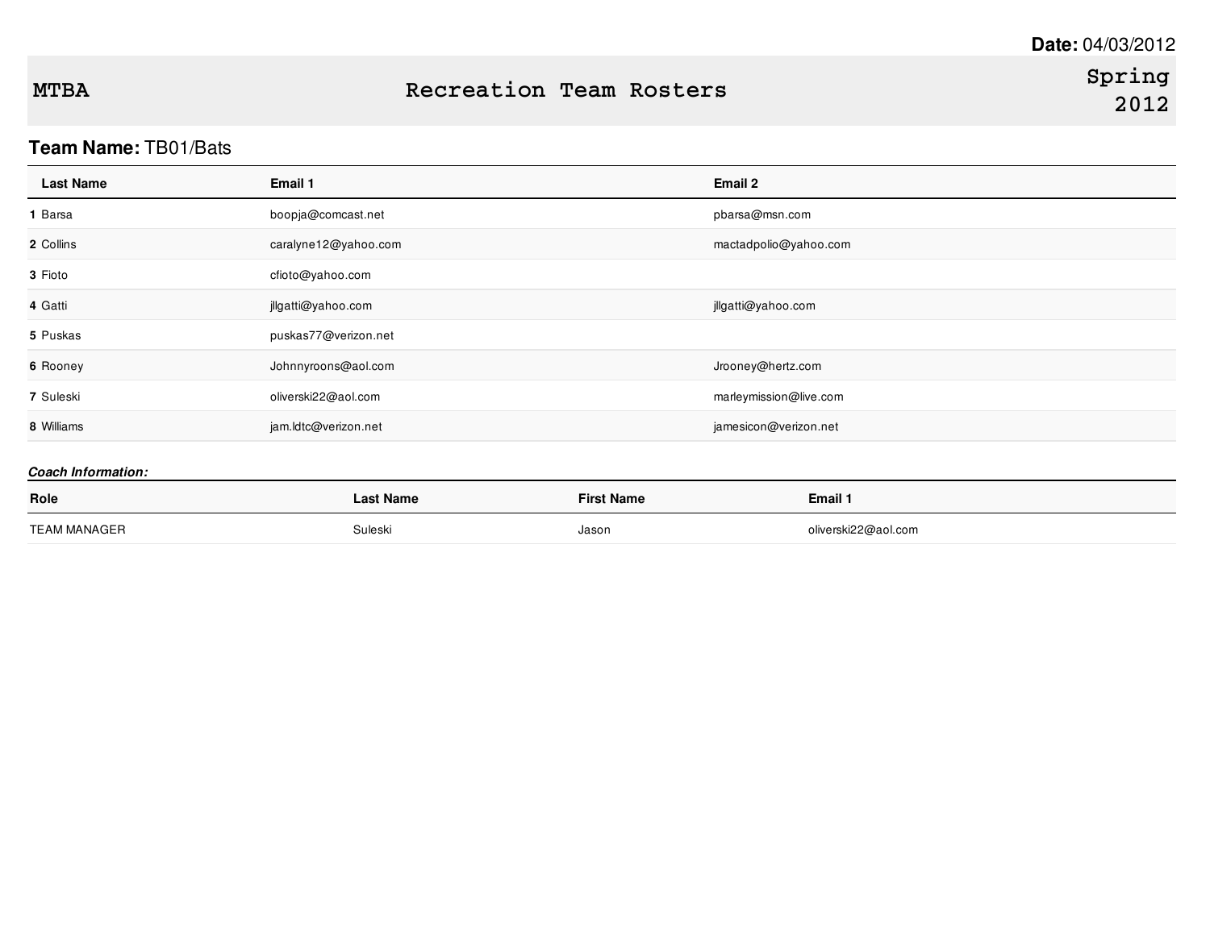**Date:** 04/03/2012

# MTBA Recreation Team Rosters Spring 2012

**Team Name:** TB01/Bats

| | Last Name | Email 1 | Email 2 |
|---|---|---|---|
| **1** | Barsa | boopja@comcast.net | pbarsa@msn.com |
| **2** | Collins | caralyne12@yahoo.com | mactadpolio@yahoo.com |
| **3** | Fioto | cfioto@yahoo.com | |
| **4** | Gatti | jllgatti@yahoo.com | jllgatti@yahoo.com |
| **5** | Puskas | puskas77@verizon.net | |
| **6** | Rooney | Johnnyroons@aol.com | Jrooney@hertz.com |
| **7** | Suleski | oliverski22@aol.com | marleymission@live.com |
| **8** | Williams | jam.ldtc@verizon.net | jamesicon@verizon.net |

***Coach Information:***

| Role | Last Name | First Name | Email 1 |
|---|---|---|---|
| TEAM MANAGER | Suleski | Jason | oliverski22@aol.com |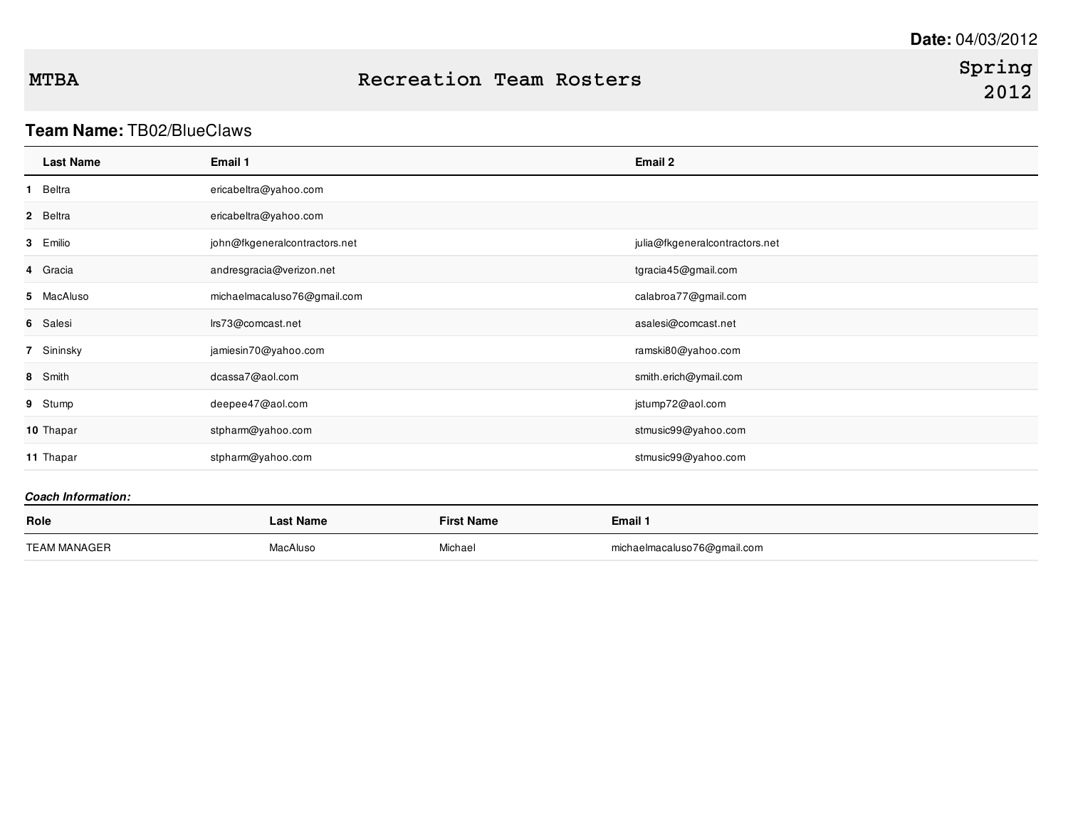**Date:** 04/03/2012

# MTBA Recreation Team Rosters Spring 2012

**Team Name:** TB02/BlueClaws

| | Last Name | Email 1 | Email 2 |
|---|---|---|---|
| 1 | Beltra | ericabeltra@yahoo.com | |
| 2 | Beltra | ericabeltra@yahoo.com | |
| 3 | Emilio | john@fkgeneralcontractors.net | julia@fkgeneralcontractors.net |
| 4 | Gracia | andresgracia@verizon.net | tgracia45@gmail.com |
| 5 | MacAluso | michaelmacaluso76@gmail.com | calabroa77@gmail.com |
| 6 | Salesi | lrs73@comcast.net | asalesi@comcast.net |
| 7 | Sininsky | jamiesin70@yahoo.com | ramski80@yahoo.com |
| 8 | Smith | dcassa7@aol.com | smith.erich@ymail.com |
| 9 | Stump | deepee47@aol.com | jstump72@aol.com |
| 10 | Thapar | stpharm@yahoo.com | stmusic99@yahoo.com |
| 11 | Thapar | stpharm@yahoo.com | stmusic99@yahoo.com |

***Coach Information:***

| Role | Last Name | First Name | Email 1 |
|---|---|---|---|
| TEAM MANAGER | MacAluso | Michael | michaelmacaluso76@gmail.com |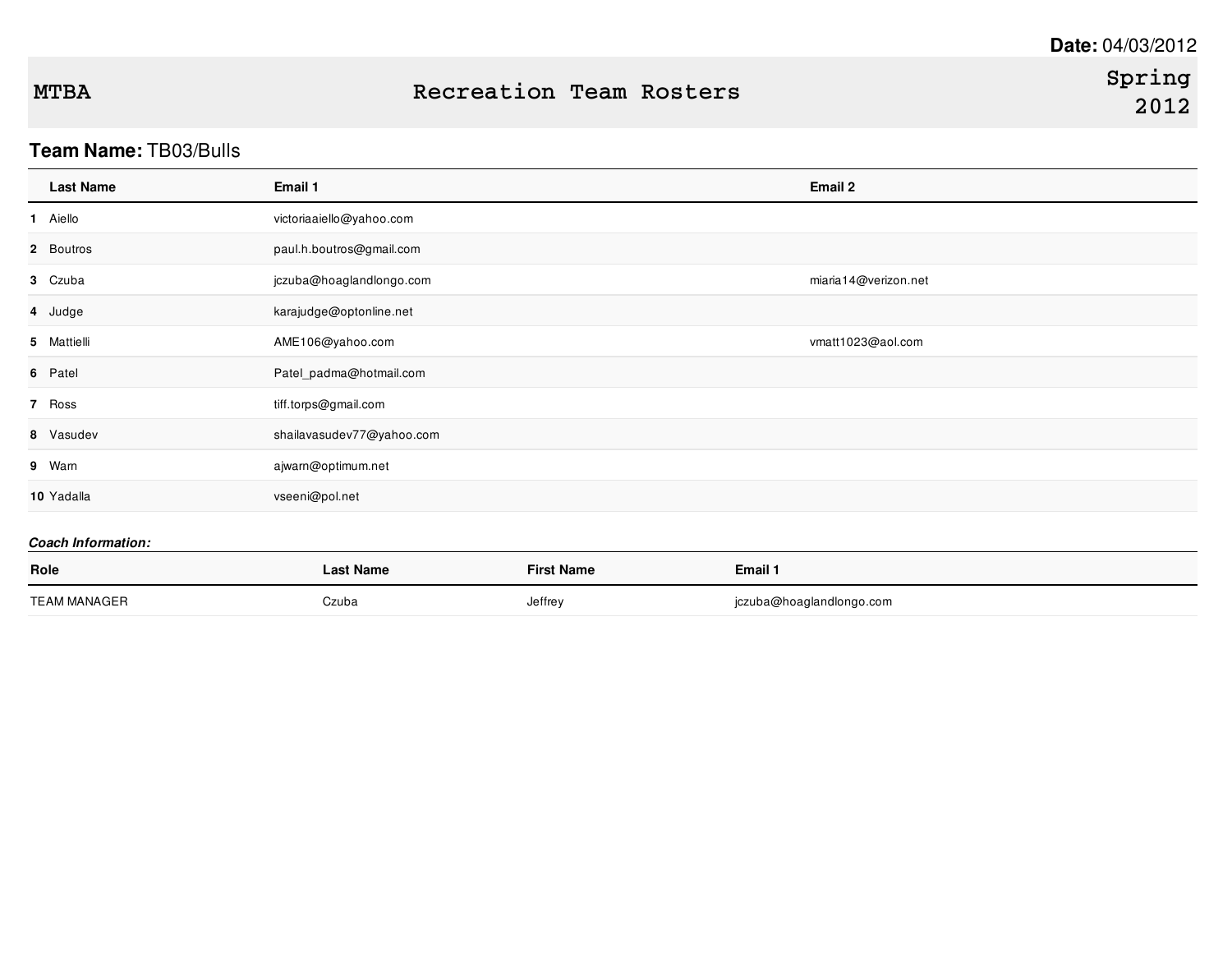**Date:** 04/03/2012

# MTBA Recreation Team Rosters Spring 2012

**Team Name:** TB03/Bulls

| | Last Name | Email 1 | Email 2 |
|---|---|---|---|
| **1** | Aiello | victoriaaiello@yahoo.com | |
| **2** | Boutros | paul.h.boutros@gmail.com | |
| **3** | Czuba | jczuba@hoaglandlongo.com | miaria14@verizon.net |
| **4** | Judge | karajudge@optonline.net | |
| **5** | Mattielli | AME106@yahoo.com | vmatt1023@aol.com |
| **6** | Patel | Patel_padma@hotmail.com | |
| **7** | Ross | tiff.torps@gmail.com | |
| **8** | Vasudev | shailavasudev77@yahoo.com | |
| **9** | Warn | ajwarn@optimum.net | |
| **10** | Yadalla | vseeni@pol.net | |

***Coach Information:***

| Role | Last Name | First Name | Email 1 |
|---|---|---|---|
| TEAM MANAGER | Czuba | Jeffrey | jczuba@hoaglandlongo.com |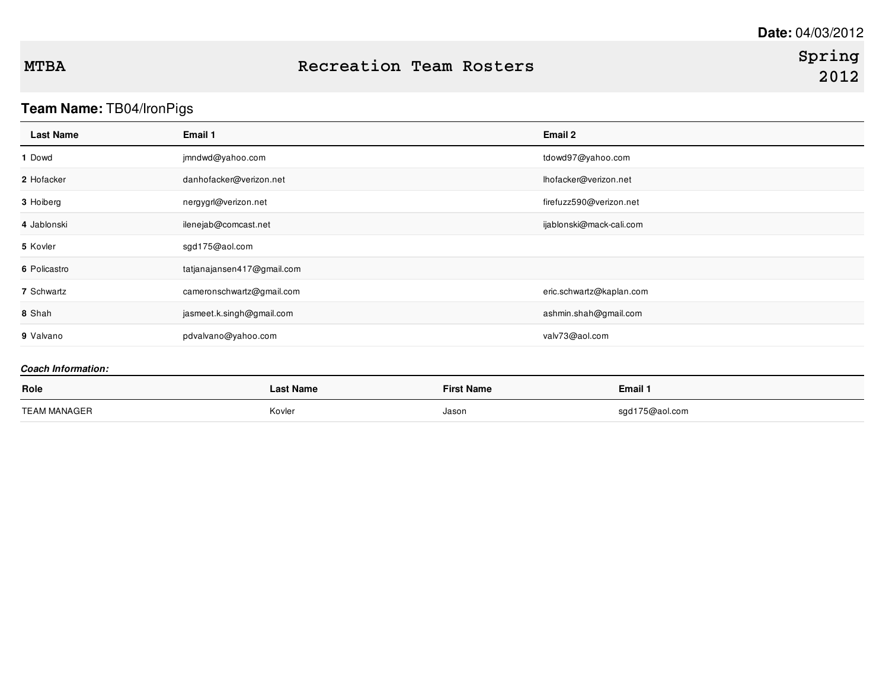**Date:** 04/03/2012

**MTBA** — **Recreation Team Rosters** — **Spring 2012**

**Team Name:** TB04/IronPigs

| | Last Name | Email 1 | Email 2 |
|---|---|---|---|
| **1** | Dowd | jmndwd@yahoo.com | tdowd97@yahoo.com |
| **2** | Hofacker | danhofacker@verizon.net | lhofacker@verizon.net |
| **3** | Hoiberg | nergygrl@verizon.net | firefuzz590@verizon.net |
| **4** | Jablonski | ilenejab@comcast.net | ijablonski@mack-cali.com |
| **5** | Kovler | sgd175@aol.com | |
| **6** | Policastro | tatjanajansen417@gmail.com | |
| **7** | Schwartz | cameronschwartz@gmail.com | eric.schwartz@kaplan.com |
| **8** | Shah | jasmeet.k.singh@gmail.com | ashmin.shah@gmail.com |
| **9** | Valvano | pdvalvano@yahoo.com | valv73@aol.com |

***Coach Information:***

| Role | Last Name | First Name | Email 1 |
|---|---|---|---|
| TEAM MANAGER | Kovler | Jason | sgd175@aol.com |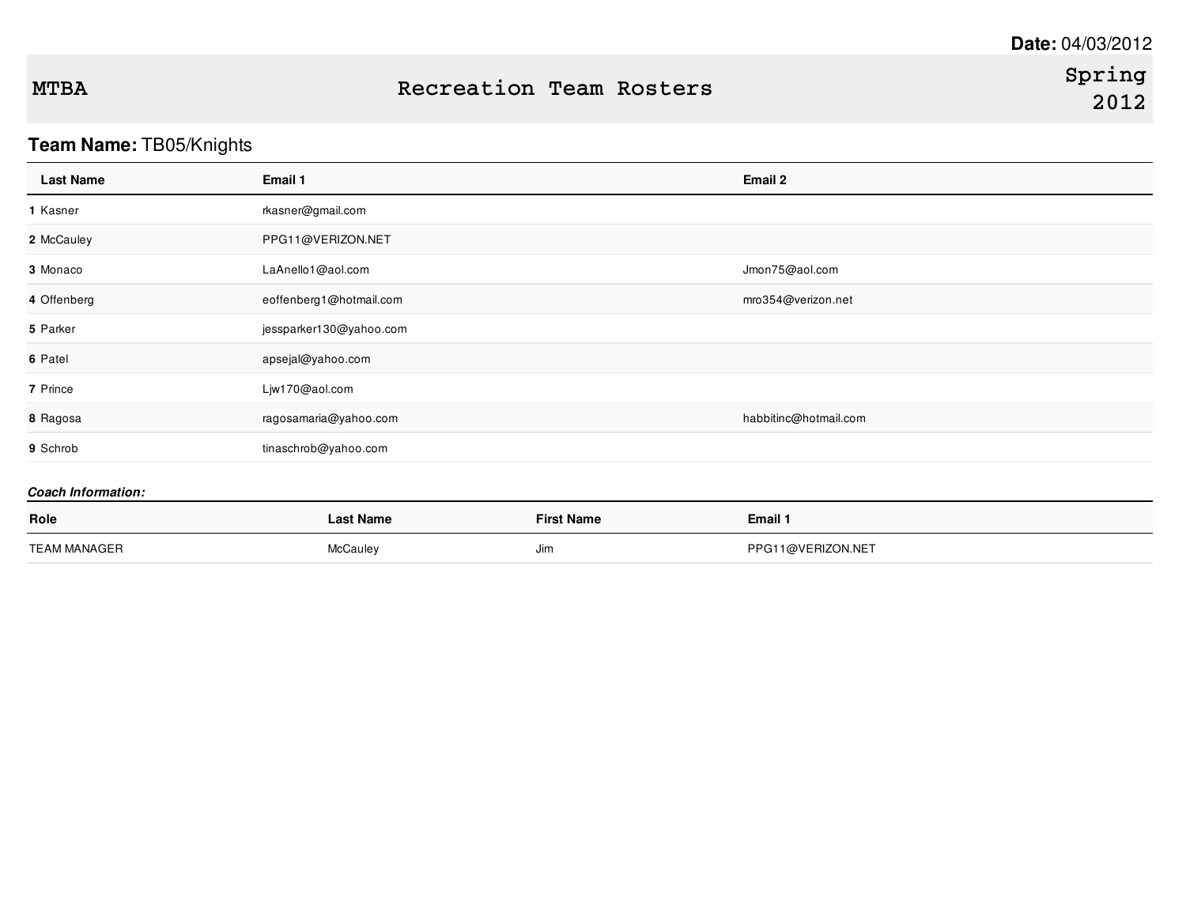**Date:** 04/03/2012

**MTBA** Recreation Team Rosters Spring 2012

**Team Name:** TB05/Knights

| | Last Name | Email 1 | Email 2 |
|---|---|---|---|
| **1** | Kasner | rkasner@gmail.com | |
| **2** | McCauley | PPG11@VERIZON.NET | |
| **3** | Monaco | LaAnello1@aol.com | Jmon75@aol.com |
| **4** | Offenberg | eoffenberg1@hotmail.com | mro354@verizon.net |
| **5** | Parker | jessparker130@yahoo.com | |
| **6** | Patel | apsejal@yahoo.com | |
| **7** | Prince | Ljw170@aol.com | |
| **8** | Ragosa | ragosamaria@yahoo.com | habbitinc@hotmail.com |
| **9** | Schrob | tinaschrob@yahoo.com | |

***Coach Information:***

| Role | Last Name | First Name | Email 1 |
|---|---|---|---|
| TEAM MANAGER | McCauley | Jim | PPG11@VERIZON.NET |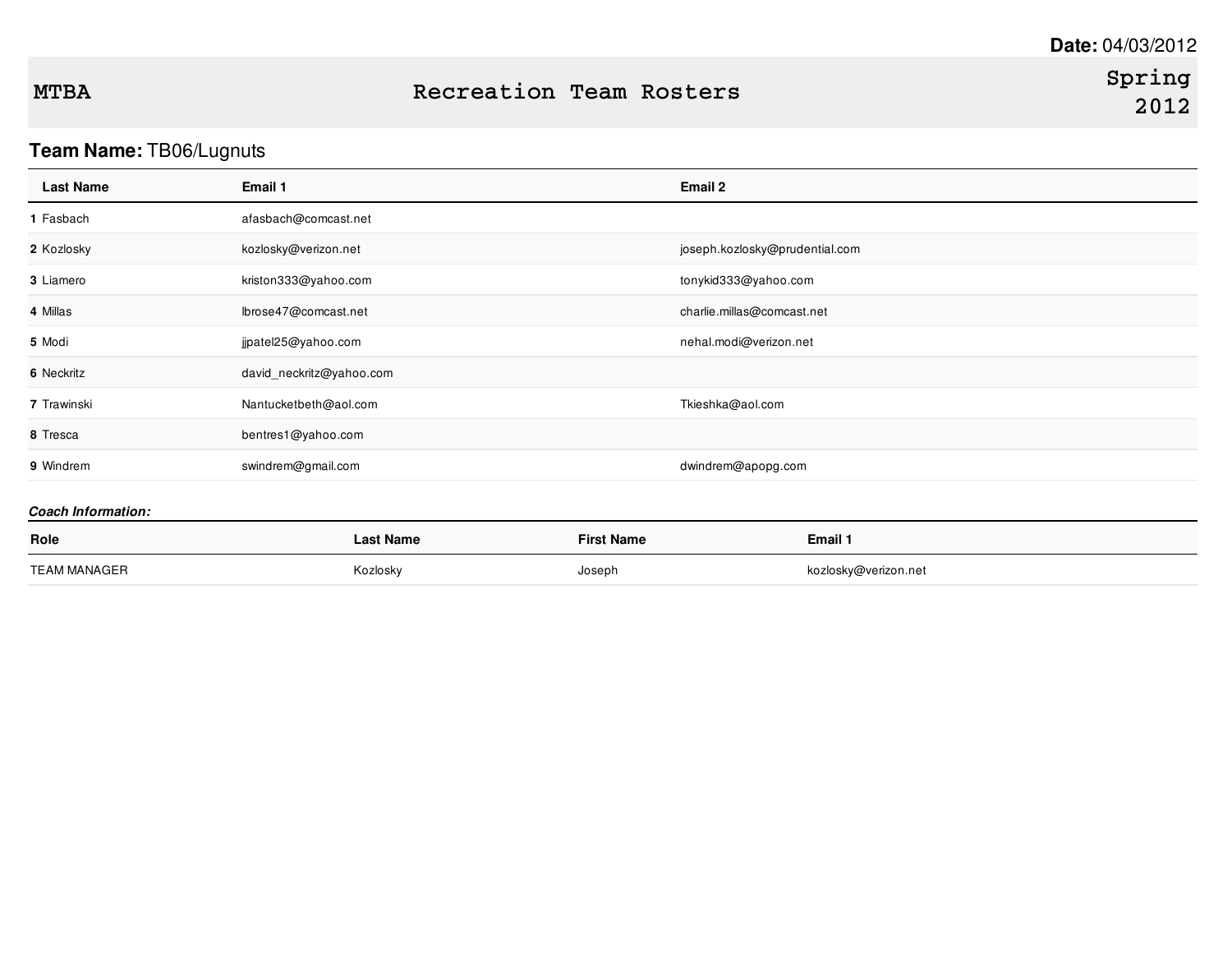**Date:** 04/03/2012

# MTBA Recreation Team Rosters Spring 2012

**Team Name:** TB06/Lugnuts

| | Last Name | Email 1 | Email 2 |
|---|---|---|---|
| **1** | Fasbach | afasbach@comcast.net | |
| **2** | Kozlosky | kozlosky@verizon.net | joseph.kozlosky@prudential.com |
| **3** | Liamero | kriston333@yahoo.com | tonykid333@yahoo.com |
| **4** | Millas | lbrose47@comcast.net | charlie.millas@comcast.net |
| **5** | Modi | jjpatel25@yahoo.com | nehal.modi@verizon.net |
| **6** | Neckritz | david_neckritz@yahoo.com | |
| **7** | Trawinski | Nantucketbeth@aol.com | Tkieshka@aol.com |
| **8** | Tresca | bentres1@yahoo.com | |
| **9** | Windrem | swindrem@gmail.com | dwindrem@apopg.com |

***Coach Information:***

| Role | Last Name | First Name | Email 1 |
|---|---|---|---|
| TEAM MANAGER | Kozlosky | Joseph | kozlosky@verizon.net |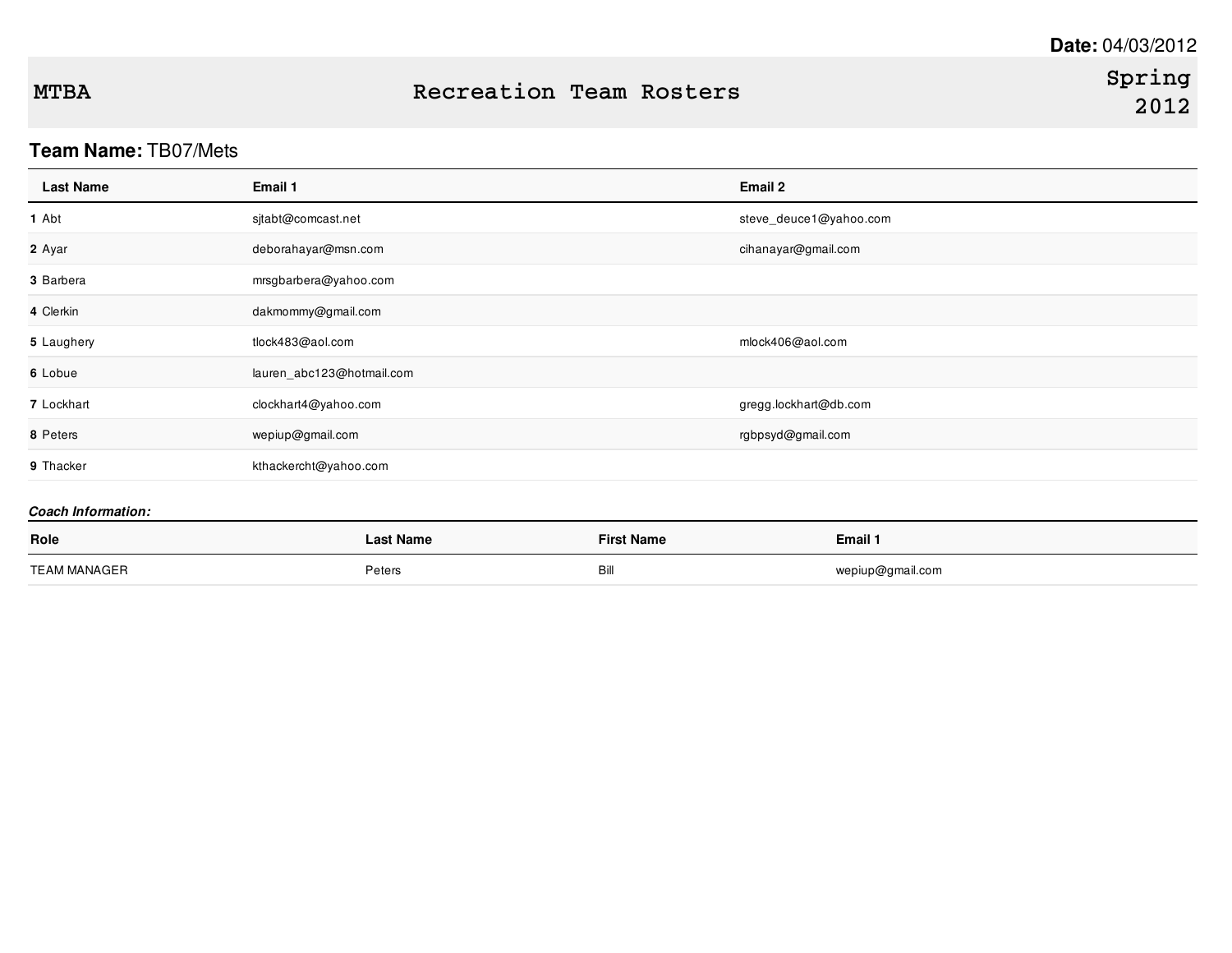**Date:** 04/03/2012

# MTBA Recreation Team Rosters Spring 2012

## Team Name: TB07/Mets

| | Last Name | Email 1 | Email 2 |
|---|---|---|---|
| **1** | Abt | sjtabt@comcast.net | steve_deuce1@yahoo.com |
| **2** | Ayar | deborahayar@msn.com | cihanayar@gmail.com |
| **3** | Barbera | mrsgbarbera@yahoo.com | |
| **4** | Clerkin | dakmommy@gmail.com | |
| **5** | Laughery | tlock483@aol.com | mlock406@aol.com |
| **6** | Lobue | lauren_abc123@hotmail.com | |
| **7** | Lockhart | clockhart4@yahoo.com | gregg.lockhart@db.com |
| **8** | Peters | wepiup@gmail.com | rgbpsyd@gmail.com |
| **9** | Thacker | kthackercht@yahoo.com | |

***Coach Information:***

| Role | Last Name | First Name | Email 1 |
|---|---|---|---|
| TEAM MANAGER | Peters | Bill | wepiup@gmail.com |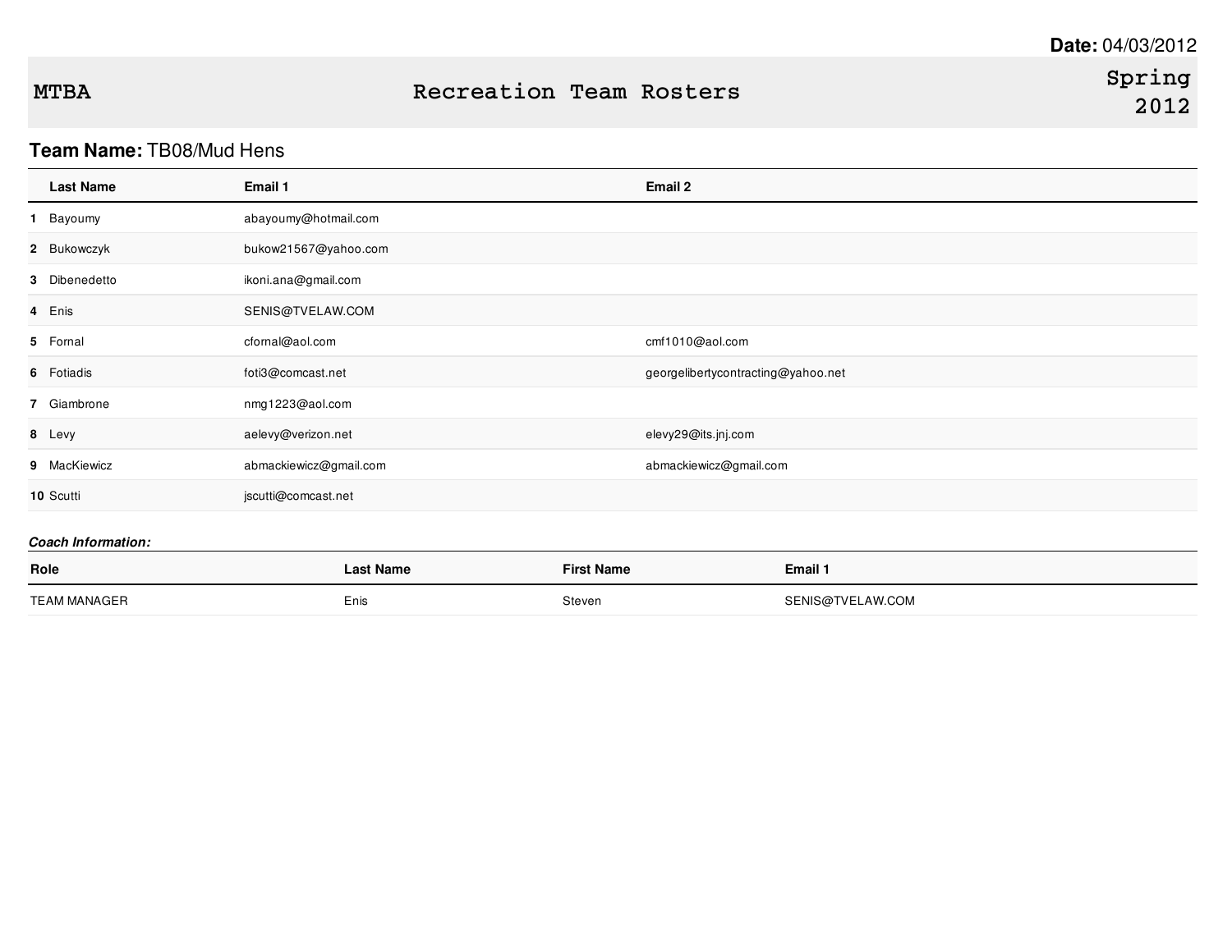Date: 04/03/2012

# MTBA — Recreation Team Rosters — Spring 2012

**Team Name:** TB08/Mud Hens

| | Last Name | Email 1 | Email 2 |
|---|---|---|---|
| 1 | Bayoumy | abayoumy@hotmail.com | |
| 2 | Bukowczyk | bukow21567@yahoo.com | |
| 3 | Dibenedetto | ikoni.ana@gmail.com | |
| 4 | Enis | SENIS@TVELAW.COM | |
| 5 | Fornal | cfornal@aol.com | cmf1010@aol.com |
| 6 | Fotiadis | foti3@comcast.net | georgelibertycontracting@yahoo.net |
| 7 | Giambrone | nmg1223@aol.com | |
| 8 | Levy | aelevy@verizon.net | elevy29@its.jnj.com |
| 9 | MacKiewicz | abmackiewicz@gmail.com | abmackiewicz@gmail.com |
| 10 | Scutti | jscutti@comcast.net | |

***Coach Information:***

| Role | Last Name | First Name | Email 1 |
|---|---|---|---|
| TEAM MANAGER | Enis | Steven | SENIS@TVELAW.COM |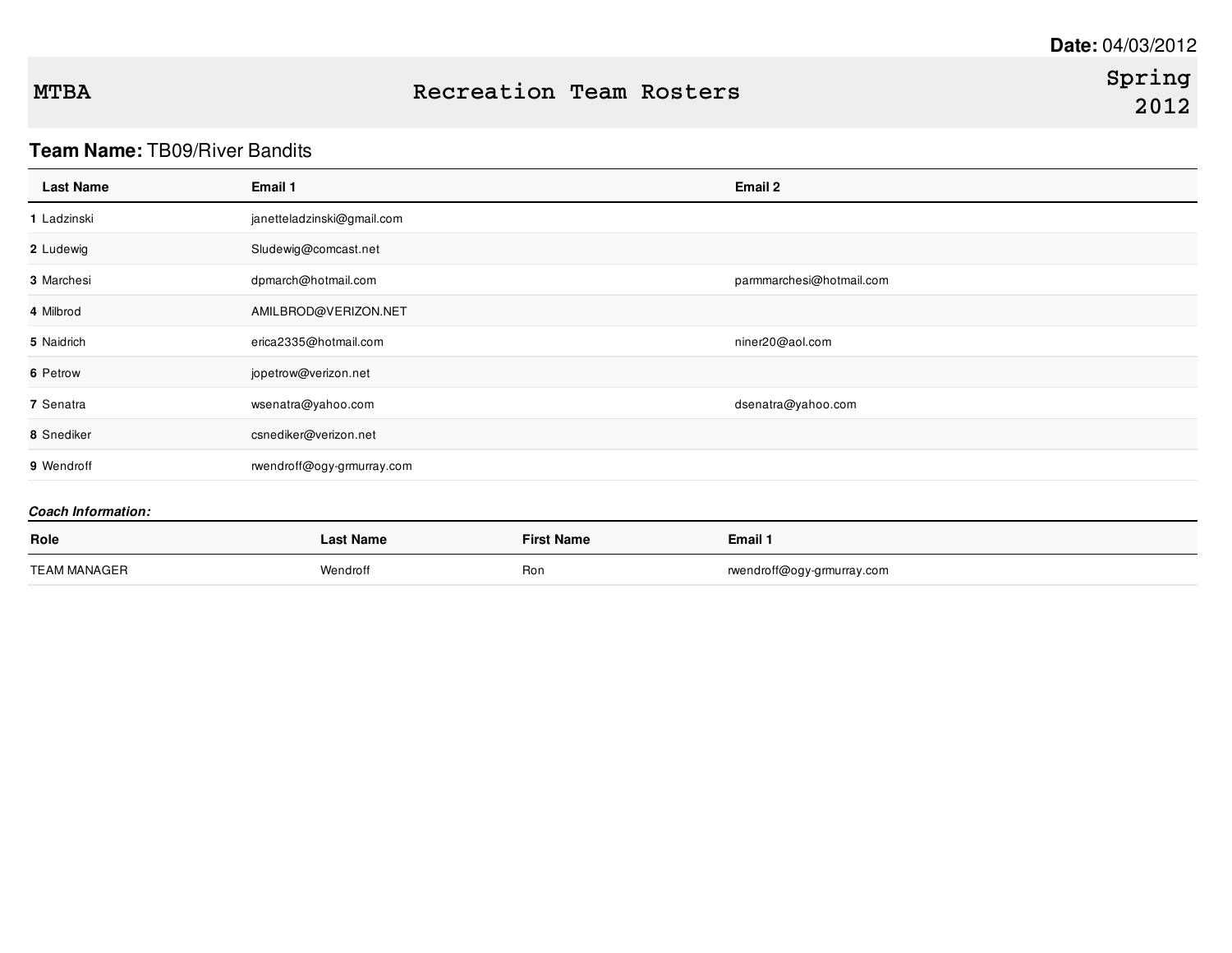**Date:** 04/03/2012

# MTBA — Recreation Team Rosters — Spring 2012

**Team Name:** TB09/River Bandits

| | Last Name | Email 1 | Email 2 |
|---|---|---|---|
| **1** | Ladzinski | janetteladzinski@gmail.com | |
| **2** | Ludewig | Sludewig@comcast.net | |
| **3** | Marchesi | dpmarch@hotmail.com | parmmarchesi@hotmail.com |
| **4** | Milbrod | AMILBROD@VERIZON.NET | |
| **5** | Naidrich | erica2335@hotmail.com | niner20@aol.com |
| **6** | Petrow | jopetrow@verizon.net | |
| **7** | Senatra | wsenatra@yahoo.com | dsenatra@yahoo.com |
| **8** | Snediker | csnediker@verizon.net | |
| **9** | Wendroff | rwendroff@ogy-grmurray.com | |

***Coach Information:***

| Role | Last Name | First Name | Email 1 |
|---|---|---|---|
| TEAM MANAGER | Wendroff | Ron | rwendroff@ogy-grmurray.com |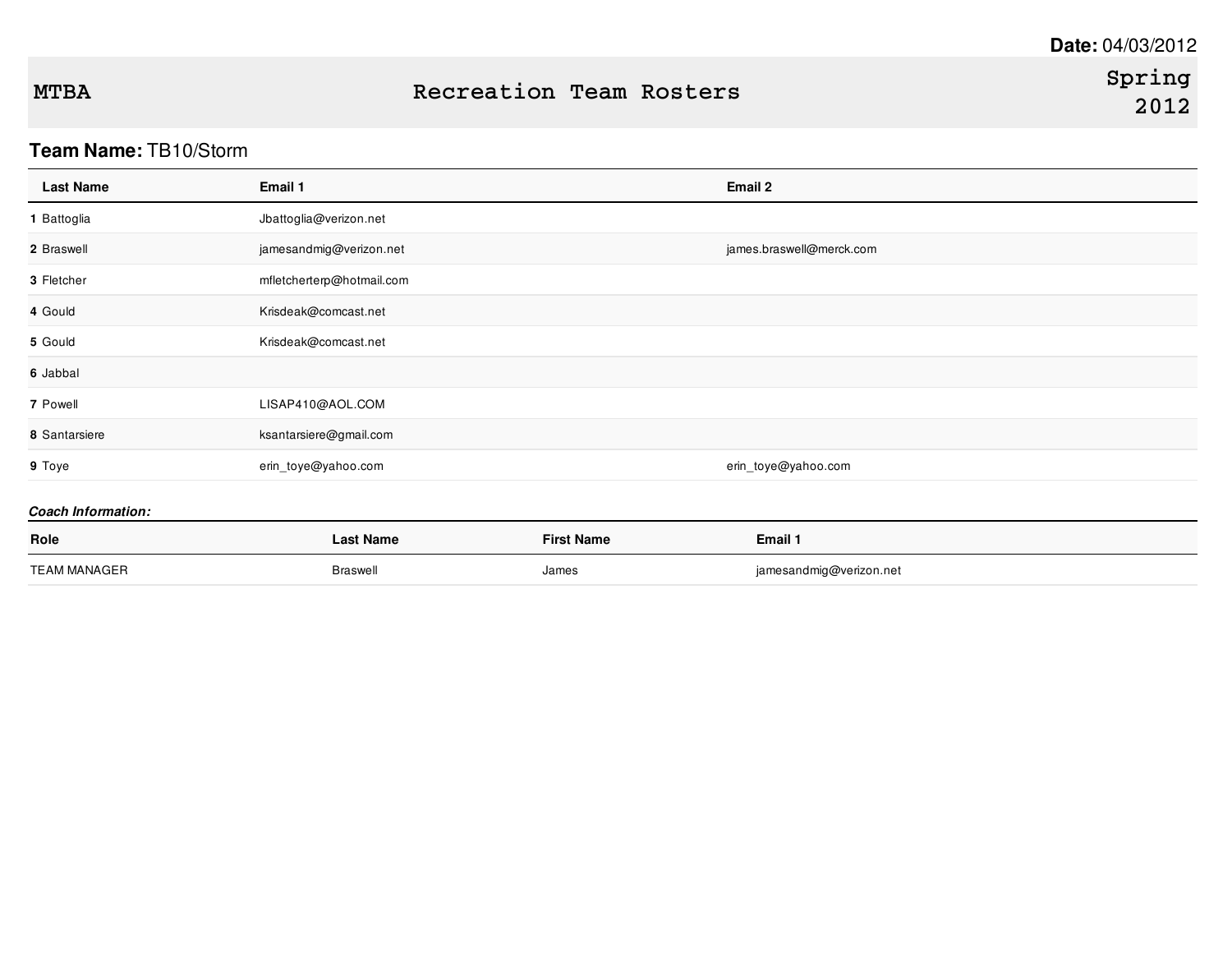**Date:** 04/03/2012

**MTBA** — **Recreation Team Rosters** — **Spring 2012**

**Team Name:** TB10/Storm

| | Last Name | Email 1 | Email 2 |
|---|---|---|---|
| **1** | Battoglia | Jbattoglia@verizon.net | |
| **2** | Braswell | jamesandmig@verizon.net | james.braswell@merck.com |
| **3** | Fletcher | mfletcherterp@hotmail.com | |
| **4** | Gould | Krisdeak@comcast.net | |
| **5** | Gould | Krisdeak@comcast.net | |
| **6** | Jabbal | | |
| **7** | Powell | LISAP410@AOL.COM | |
| **8** | Santarsiere | ksantarsiere@gmail.com | |
| **9** | Toye | erin_toye@yahoo.com | erin_toye@yahoo.com |

***Coach Information:***

| Role | Last Name | First Name | Email 1 |
|---|---|---|---|
| TEAM MANAGER | Braswell | James | jamesandmig@verizon.net |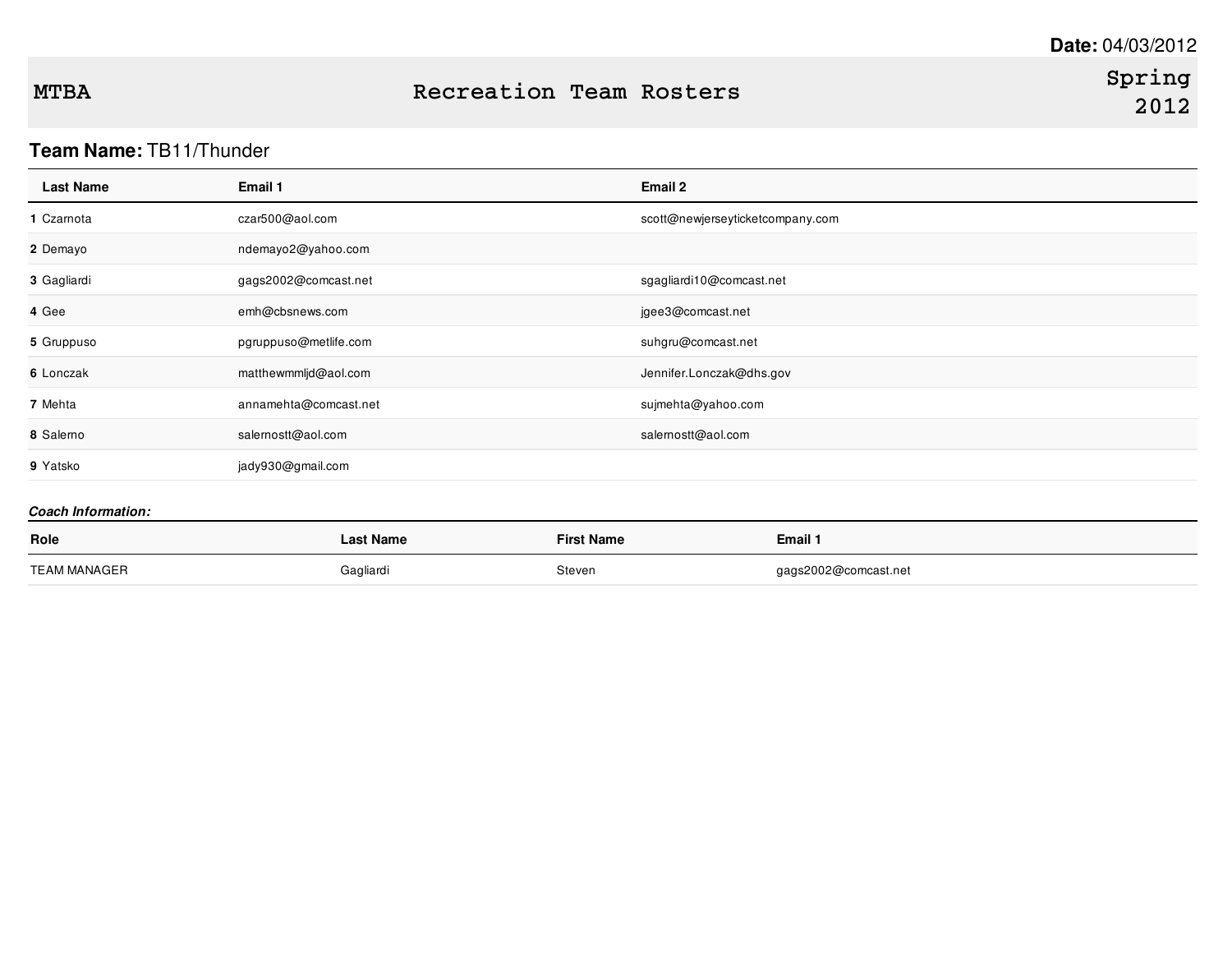**Date:** 04/03/2012

# MTBA Recreation Team Rosters Spring 2012

**Team Name:** TB11/Thunder

| Last Name | Email 1 | Email 2 |
|---|---|---|
| **1** Czarnota | czar500@aol.com | scott@newjerseyticketcompany.com |
| **2** Demayo | ndemayo2@yahoo.com | |
| **3** Gagliardi | gags2002@comcast.net | sgagliardi10@comcast.net |
| **4** Gee | emh@cbsnews.com | jgee3@comcast.net |
| **5** Gruppuso | pgruppuso@metlife.com | suhgru@comcast.net |
| **6** Lonczak | matthewmmljd@aol.com | Jennifer.Lonczak@dhs.gov |
| **7** Mehta | annamehta@comcast.net | sujmehta@yahoo.com |
| **8** Salerno | salernostt@aol.com | salernostt@aol.com |
| **9** Yatsko | jady930@gmail.com | |

***Coach Information:***

| Role | Last Name | First Name | Email 1 |
|---|---|---|---|
| TEAM MANAGER | Gagliardi | Steven | gags2002@comcast.net |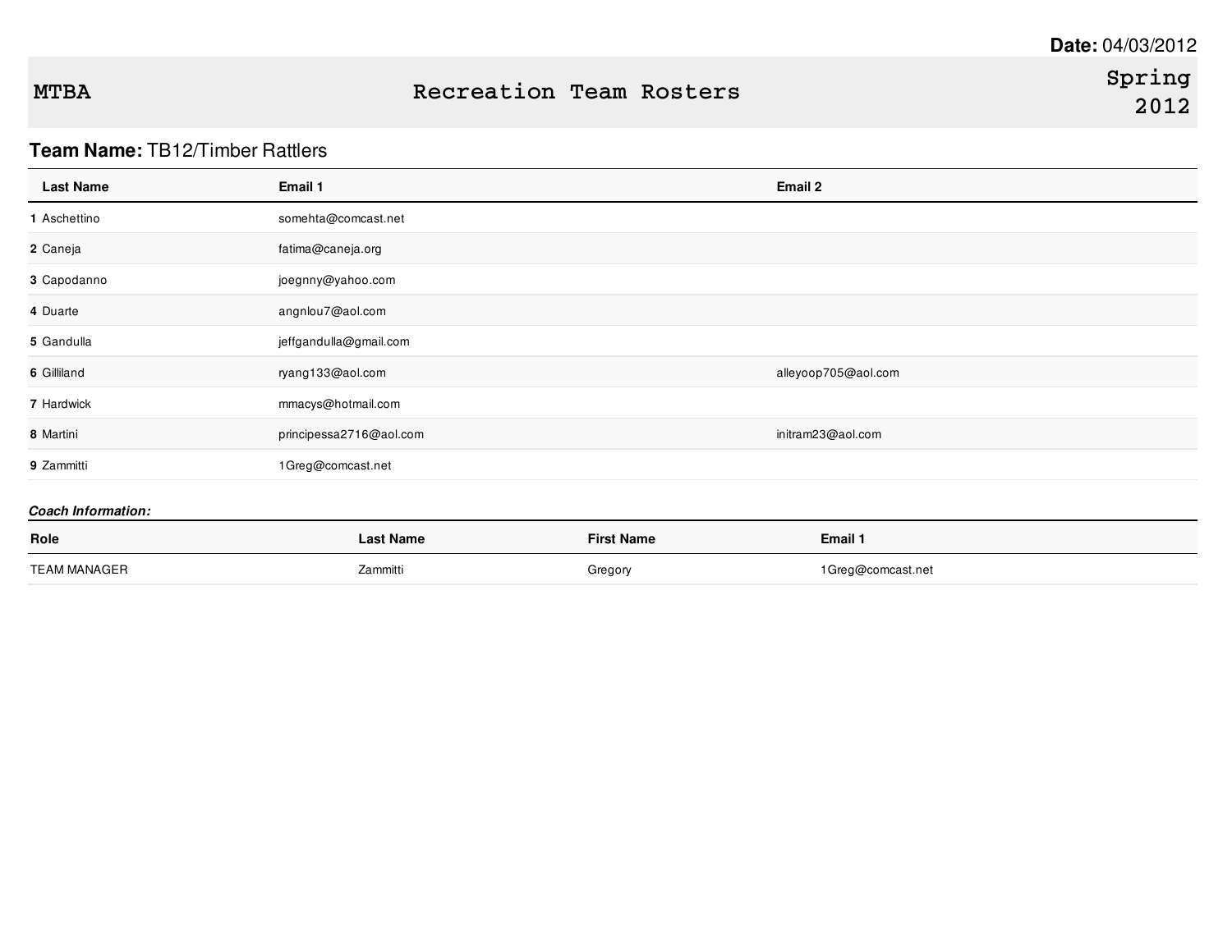**Date:** 04/03/2012

| MTBA | Recreation Team Rosters | Spring 2012 |
|---|---|---|

**Team Name:** TB12/Timber Rattlers

| | Last Name | Email 1 | Email 2 |
|---|---|---|---|
| 1 | Aschettino | somehta@comcast.net | |
| 2 | Caneja | fatima@caneja.org | |
| 3 | Capodanno | joegnny@yahoo.com | |
| 4 | Duarte | angnlou7@aol.com | |
| 5 | Gandulla | jeffgandulla@gmail.com | |
| 6 | Gilliland | ryang133@aol.com | alleyoop705@aol.com |
| 7 | Hardwick | mmacys@hotmail.com | |
| 8 | Martini | principessa2716@aol.com | initram23@aol.com |
| 9 | Zammitti | 1Greg@comcast.net | |

***Coach Information:***

| Role | Last Name | First Name | Email 1 |
|---|---|---|---|
| TEAM MANAGER | Zammitti | Gregory | 1Greg@comcast.net |